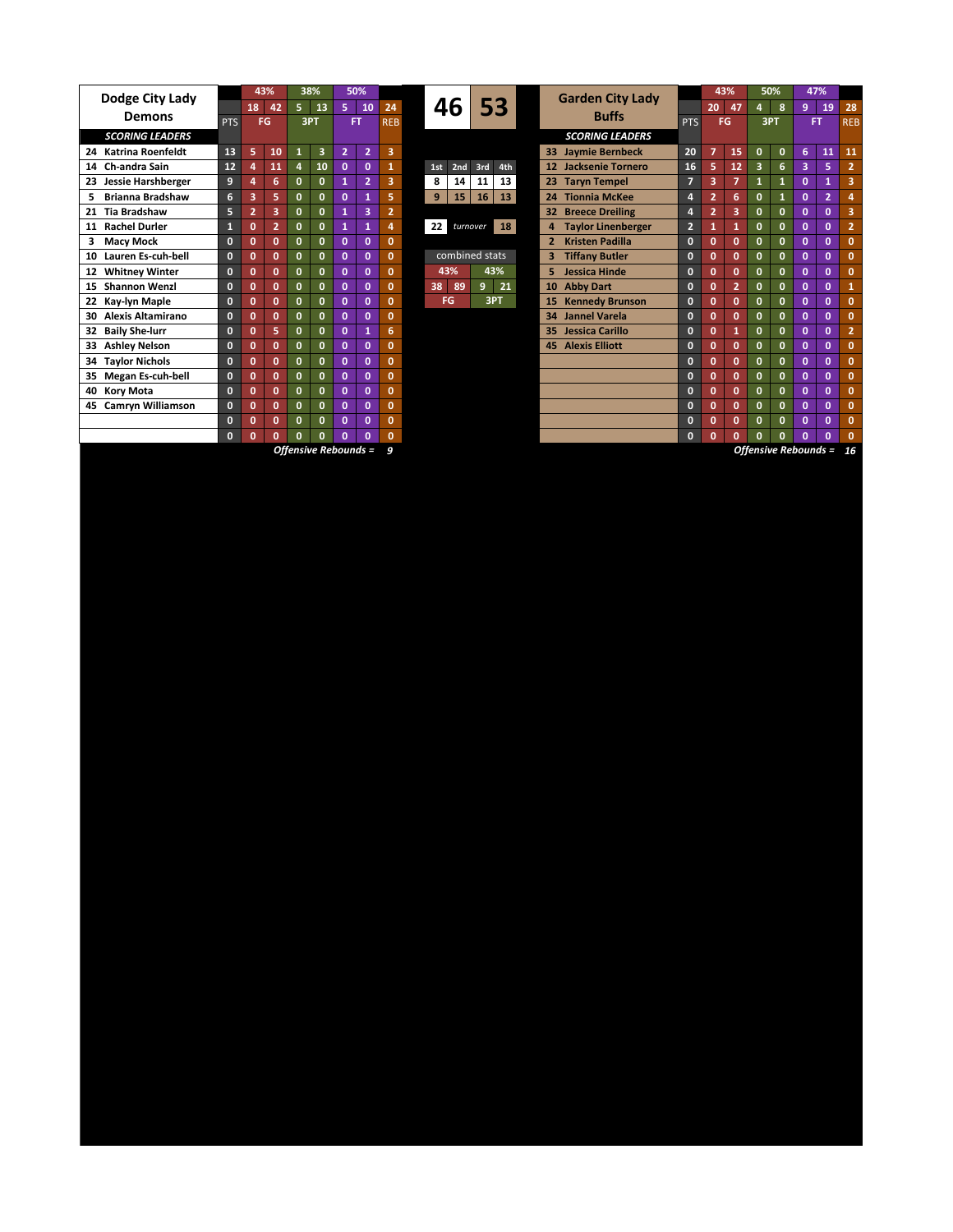## Dodge City Lady Demons

| SCORING LEADERS | PTS | FG | | 3PT | | FT | | REB |
|---|---|---|---|---|---|---|---|---|
| | | 43% | | 38% | | 50% | | |
| | | 18 | 42 | 5 | 13 | 5 | 10 | 24 |
| 24 Katrina Roenfeldt | 13 | 5 | 10 | 1 | 3 | 2 | 2 | 3 |
| 14 Ch-andra Sain | 12 | 4 | 11 | 4 | 10 | 0 | 0 | 1 |
| 23 Jessie Harshberger | 9 | 4 | 6 | 0 | 0 | 1 | 2 | 3 |
| 5 Brianna Bradshaw | 6 | 3 | 5 | 0 | 0 | 0 | 1 | 5 |
| 21 Tia Bradshaw | 5 | 2 | 3 | 0 | 0 | 1 | 3 | 2 |
| 11 Rachel Durler | 1 | 0 | 2 | 0 | 0 | 1 | 1 | 4 |
| 3 Macy Mock | 0 | 0 | 0 | 0 | 0 | 0 | 0 | 0 |
| 10 Lauren Es-cuh-bell | 0 | 0 | 0 | 0 | 0 | 0 | 0 | 0 |
| 12 Whitney Winter | 0 | 0 | 0 | 0 | 0 | 0 | 0 | 0 |
| 15 Shannon Wenzl | 0 | 0 | 0 | 0 | 0 | 0 | 0 | 0 |
| 22 Kay-lyn Maple | 0 | 0 | 0 | 0 | 0 | 0 | 0 | 0 |
| 30 Alexis Altamirano | 0 | 0 | 0 | 0 | 0 | 0 | 0 | 0 |
| 32 Baily She-lurr | 0 | 0 | 5 | 0 | 0 | 0 | 1 | 6 |
| 33 Ashley Nelson | 0 | 0 | 0 | 0 | 0 | 0 | 0 | 0 |
| 34 Taylor Nichols | 0 | 0 | 0 | 0 | 0 | 0 | 0 | 0 |
| 35 Megan Es-cuh-bell | 0 | 0 | 0 | 0 | 0 | 0 | 0 | 0 |
| 40 Kory Mota | 0 | 0 | 0 | 0 | 0 | 0 | 0 | 0 |
| 45 Camryn Williamson | 0 | 0 | 0 | 0 | 0 | 0 | 0 | 0 |
| | 0 | 0 | 0 | 0 | 0 | 0 | 0 | 0 |
| | 0 | 0 | 0 | 0 | 0 | 0 | 0 | 0 |

*Offensive Rebounds =* 9

## Score: 46 – 53

| | 1st | 2nd | 3rd | 4th |
|---|---|---|---|---|
| Dodge City | 8 | 14 | 11 | 13 |
| Garden City | 9 | 15 | 16 | 13 |

| Dodge City | | Garden City |
|---|---|---|
| 22 | *turnover* | 18 |

| combined stats | | | |
|---|---|---|---|
| 43% | | 43% | |
| 38 | 89 | 9 | 21 |
| FG | | 3PT | |

## Garden City Lady Buffs

| SCORING LEADERS | PTS | FG | | 3PT | | FT | | REB |
|---|---|---|---|---|---|---|---|---|
| | | 43% | | 50% | | 47% | | |
| | | 20 | 47 | 4 | 8 | 9 | 19 | 28 |
| 33 Jaymie Bernbeck | 20 | 7 | 15 | 0 | 0 | 6 | 11 | 11 |
| 12 Jacksenie Tornero | 16 | 5 | 12 | 3 | 6 | 3 | 5 | 2 |
| 23 Taryn Tempel | 7 | 3 | 7 | 1 | 1 | 0 | 1 | 3 |
| 24 Tionnia McKee | 4 | 2 | 6 | 0 | 1 | 0 | 2 | 4 |
| 32 Breece Dreiling | 4 | 2 | 3 | 0 | 0 | 0 | 0 | 3 |
| 4 Taylor Linenberger | 2 | 1 | 1 | 0 | 0 | 0 | 0 | 2 |
| 2 Kristen Padilla | 0 | 0 | 0 | 0 | 0 | 0 | 0 | 0 |
| 3 Tiffany Butler | 0 | 0 | 0 | 0 | 0 | 0 | 0 | 0 |
| 5 Jessica Hinde | 0 | 0 | 0 | 0 | 0 | 0 | 0 | 0 |
| 10 Abby Dart | 0 | 0 | 2 | 0 | 0 | 0 | 0 | 1 |
| 15 Kennedy Brunson | 0 | 0 | 0 | 0 | 0 | 0 | 0 | 0 |
| 34 Jannel Varela | 0 | 0 | 0 | 0 | 0 | 0 | 0 | 0 |
| 35 Jessica Carillo | 0 | 0 | 1 | 0 | 0 | 0 | 0 | 2 |
| 45 Alexis Elliott | 0 | 0 | 0 | 0 | 0 | 0 | 0 | 0 |
| | 0 | 0 | 0 | 0 | 0 | 0 | 0 | 0 |
| | 0 | 0 | 0 | 0 | 0 | 0 | 0 | 0 |
| | 0 | 0 | 0 | 0 | 0 | 0 | 0 | 0 |
| | 0 | 0 | 0 | 0 | 0 | 0 | 0 | 0 |
| | 0 | 0 | 0 | 0 | 0 | 0 | 0 | 0 |
| | 0 | 0 | 0 | 0 | 0 | 0 | 0 | 0 |

*Offensive Rebounds =* 16